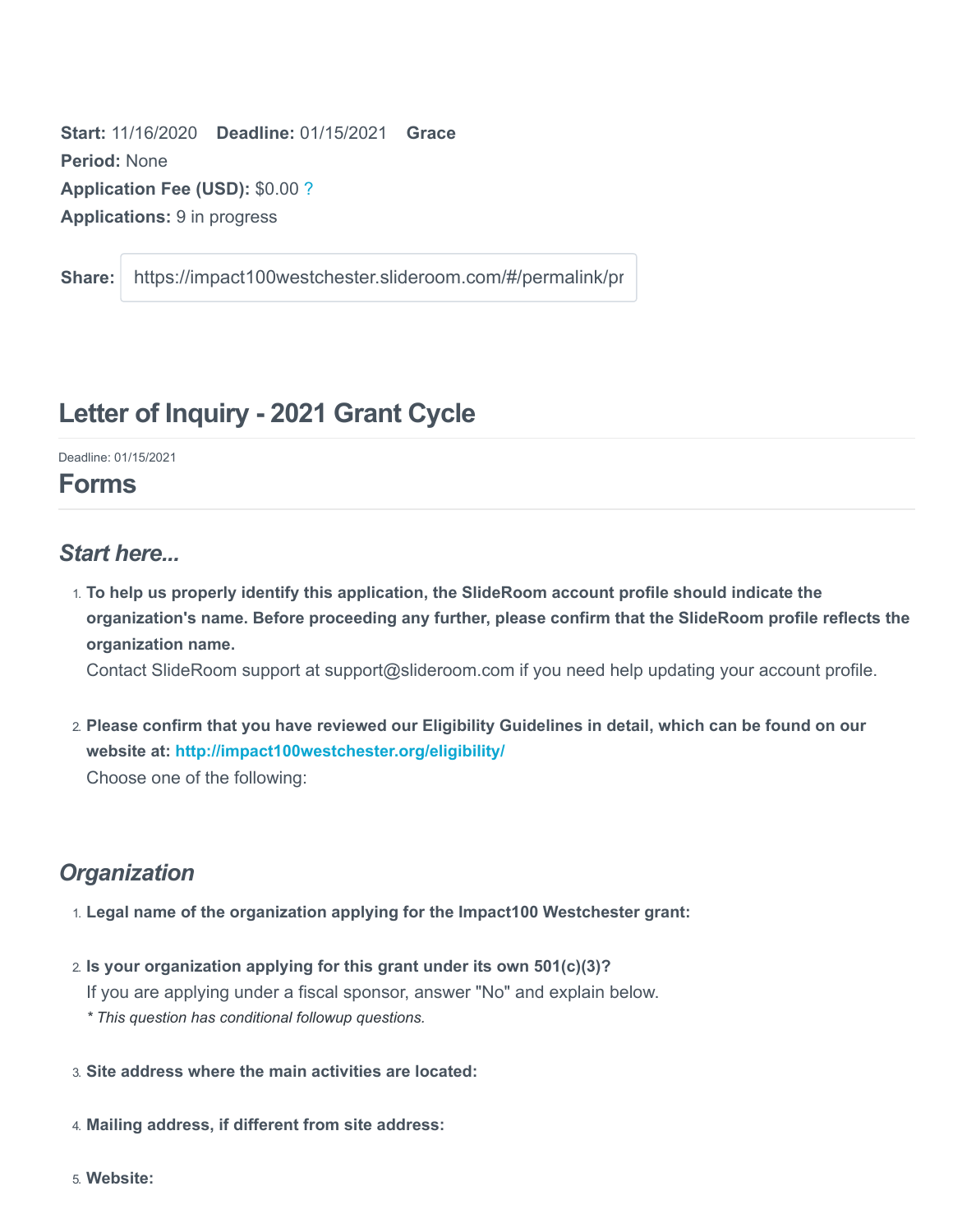**Start:** 11/16/2020 **Deadline:** 01/15/2021 **Grace Period:** None
**Application Fee (USD):** $0.00 ?
**Applications:** 9 in progress

**Share:** https://impact100westchester.slideroom.com/#/permalink/pr

## Letter of Inquiry - 2021 Grant Cycle

Deadline: 01/15/2021

## Forms

### *Start here...*

1. **To help us properly identify this application, the SlideRoom account profile should indicate the organization's name. Before proceeding any further, please confirm that the SlideRoom profile reflects the organization name.**
   Contact SlideRoom support at support@slideroom.com if you need help updating your account profile.

2. **Please confirm that you have reviewed our Eligibility Guidelines in detail, which can be found on our website at: http://impact100westchester.org/eligibility/**
   Choose one of the following:

### *Organization*

1. **Legal name of the organization applying for the Impact100 Westchester grant:**

2. **Is your organization applying for this grant under its own 501(c)(3)?**
   If you are applying under a fiscal sponsor, answer "No" and explain below.
   *\* This question has conditional followup questions.*

3. **Site address where the main activities are located:**

4. **Mailing address, if different from site address:**

5. **Website:**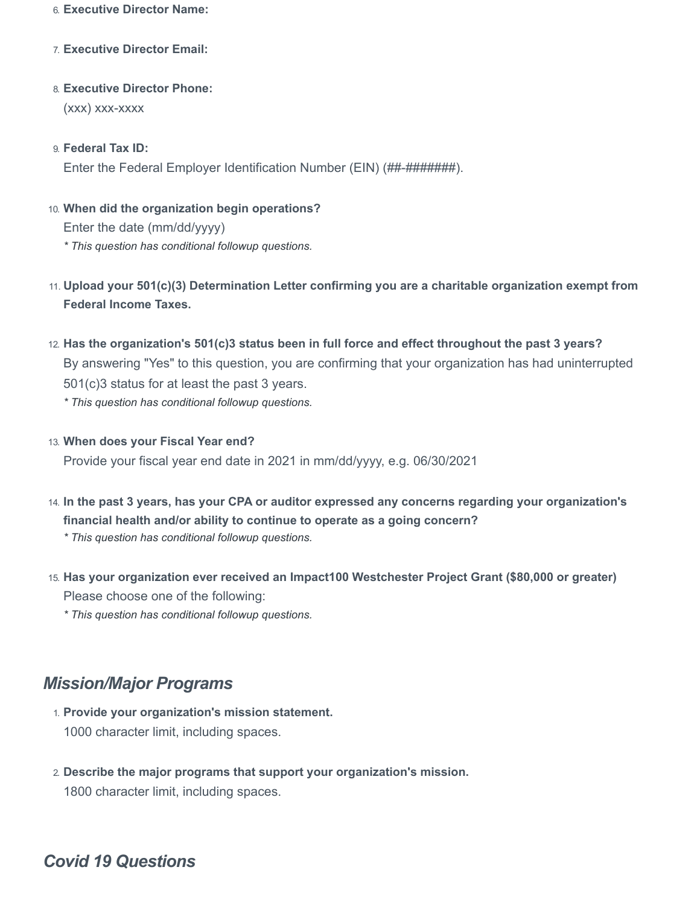6. **Executive Director Name:**

7. **Executive Director Email:**

8. **Executive Director Phone:**
   (xxx) xxx-xxxx

9. **Federal Tax ID:**
   Enter the Federal Employer Identification Number (EIN) (##-#######).

10. **When did the organization begin operations?**
    Enter the date (mm/dd/yyyy)
    *\* This question has conditional followup questions.*

11. **Upload your 501(c)(3) Determination Letter confirming you are a charitable organization exempt from Federal Income Taxes.**

12. **Has the organization's 501(c)3 status been in full force and effect throughout the past 3 years?**
    By answering "Yes" to this question, you are confirming that your organization has had uninterrupted 501(c)3 status for at least the past 3 years.
    *\* This question has conditional followup questions.*

13. **When does your Fiscal Year end?**
    Provide your fiscal year end date in 2021 in mm/dd/yyyy, e.g. 06/30/2021

14. **In the past 3 years, has your CPA or auditor expressed any concerns regarding your organization's financial health and/or ability to continue to operate as a going concern?**
    *\* This question has conditional followup questions.*

15. **Has your organization ever received an Impact100 Westchester Project Grant ($80,000 or greater)**
    Please choose one of the following:
    *\* This question has conditional followup questions.*

## *Mission/Major Programs*

1. **Provide your organization's mission statement.**
   1000 character limit, including spaces.

2. **Describe the major programs that support your organization's mission.**
   1800 character limit, including spaces.

## *Covid 19 Questions*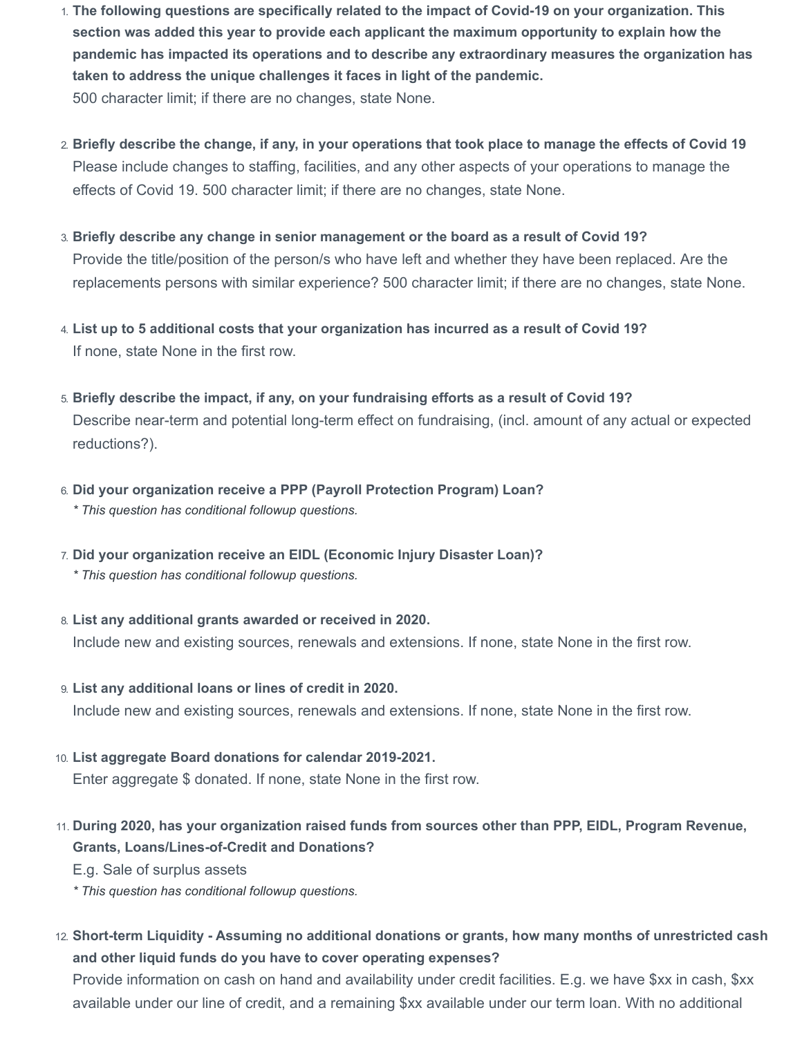1. **The following questions are specifically related to the impact of Covid-19 on your organization. This section was added this year to provide each applicant the maximum opportunity to explain how the pandemic has impacted its operations and to describe any extraordinary measures the organization has taken to address the unique challenges it faces in light of the pandemic.**
   500 character limit; if there are no changes, state None.

2. **Briefly describe the change, if any, in your operations that took place to manage the effects of Covid 19**
   Please include changes to staffing, facilities, and any other aspects of your operations to manage the effects of Covid 19. 500 character limit; if there are no changes, state None.

3. **Briefly describe any change in senior management or the board as a result of Covid 19?**
   Provide the title/position of the person/s who have left and whether they have been replaced. Are the replacements persons with similar experience? 500 character limit; if there are no changes, state None.

4. **List up to 5 additional costs that your organization has incurred as a result of Covid 19?**
   If none, state None in the first row.

5. **Briefly describe the impact, if any, on your fundraising efforts as a result of Covid 19?**
   Describe near-term and potential long-term effect on fundraising, (incl. amount of any actual or expected reductions?).

6. **Did your organization receive a PPP (Payroll Protection Program) Loan?**
   *\* This question has conditional followup questions.*

7. **Did your organization receive an EIDL (Economic Injury Disaster Loan)?**
   *\* This question has conditional followup questions.*

8. **List any additional grants awarded or received in 2020.**
   Include new and existing sources, renewals and extensions. If none, state None in the first row.

9. **List any additional loans or lines of credit in 2020.**
   Include new and existing sources, renewals and extensions. If none, state None in the first row.

10. **List aggregate Board donations for calendar 2019-2021.**
    Enter aggregate $ donated. If none, state None in the first row.

11. **During 2020, has your organization raised funds from sources other than PPP, EIDL, Program Revenue, Grants, Loans/Lines-of-Credit and Donations?**
    E.g. Sale of surplus assets
    *\* This question has conditional followup questions.*

12. **Short-term Liquidity - Assuming no additional donations or grants, how many months of unrestricted cash and other liquid funds do you have to cover operating expenses?**
    Provide information on cash on hand and availability under credit facilities. E.g. we have $xx in cash, $xx available under our line of credit, and a remaining $xx available under our term loan. With no additional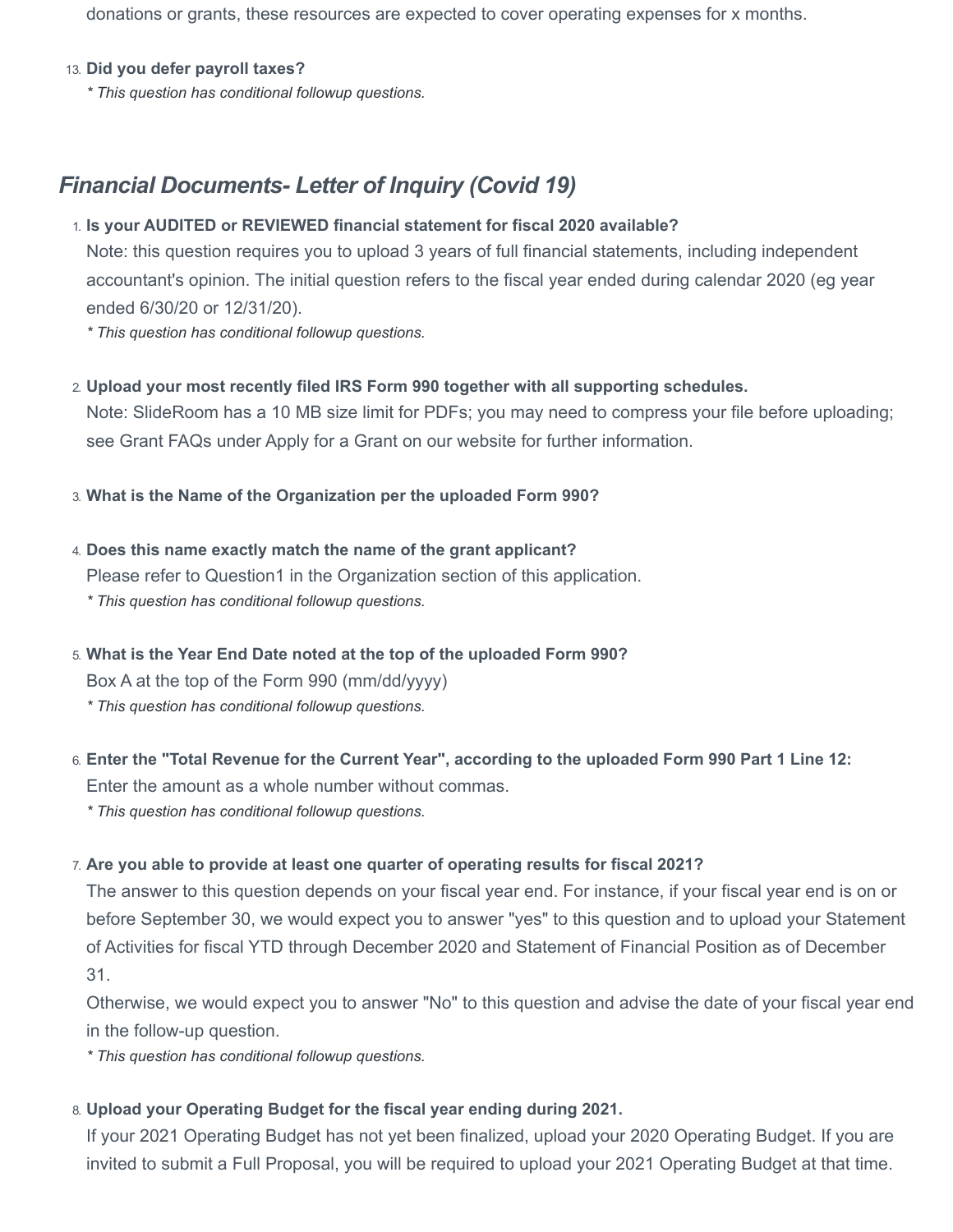donations or grants, these resources are expected to cover operating expenses for x months.

13. **Did you defer payroll taxes?**
    *\* This question has conditional followup questions.*

## *Financial Documents- Letter of Inquiry (Covid 19)*

1. **Is your AUDITED or REVIEWED financial statement for fiscal 2020 available?**
   Note: this question requires you to upload 3 years of full financial statements, including independent accountant's opinion. The initial question refers to the fiscal year ended during calendar 2020 (eg year ended 6/30/20 or 12/31/20).
   *\* This question has conditional followup questions.*

2. **Upload your most recently filed IRS Form 990 together with all supporting schedules.**
   Note: SlideRoom has a 10 MB size limit for PDFs; you may need to compress your file before uploading; see Grant FAQs under Apply for a Grant on our website for further information.

3. **What is the Name of the Organization per the uploaded Form 990?**

4. **Does this name exactly match the name of the grant applicant?**
   Please refer to Question1 in the Organization section of this application.
   *\* This question has conditional followup questions.*

5. **What is the Year End Date noted at the top of the uploaded Form 990?**
   Box A at the top of the Form 990 (mm/dd/yyyy)
   *\* This question has conditional followup questions.*

6. **Enter the "Total Revenue for the Current Year", according to the uploaded Form 990 Part 1 Line 12:**
   Enter the amount as a whole number without commas.
   *\* This question has conditional followup questions.*

7. **Are you able to provide at least one quarter of operating results for fiscal 2021?**
   The answer to this question depends on your fiscal year end. For instance, if your fiscal year end is on or before September 30, we would expect you to answer "yes" to this question and to upload your Statement of Activities for fiscal YTD through December 2020 and Statement of Financial Position as of December 31.
   Otherwise, we would expect you to answer "No" to this question and advise the date of your fiscal year end in the follow-up question.
   *\* This question has conditional followup questions.*

8. **Upload your Operating Budget for the fiscal year ending during 2021.**
   If your 2021 Operating Budget has not yet been finalized, upload your 2020 Operating Budget. If you are invited to submit a Full Proposal, you will be required to upload your 2021 Operating Budget at that time.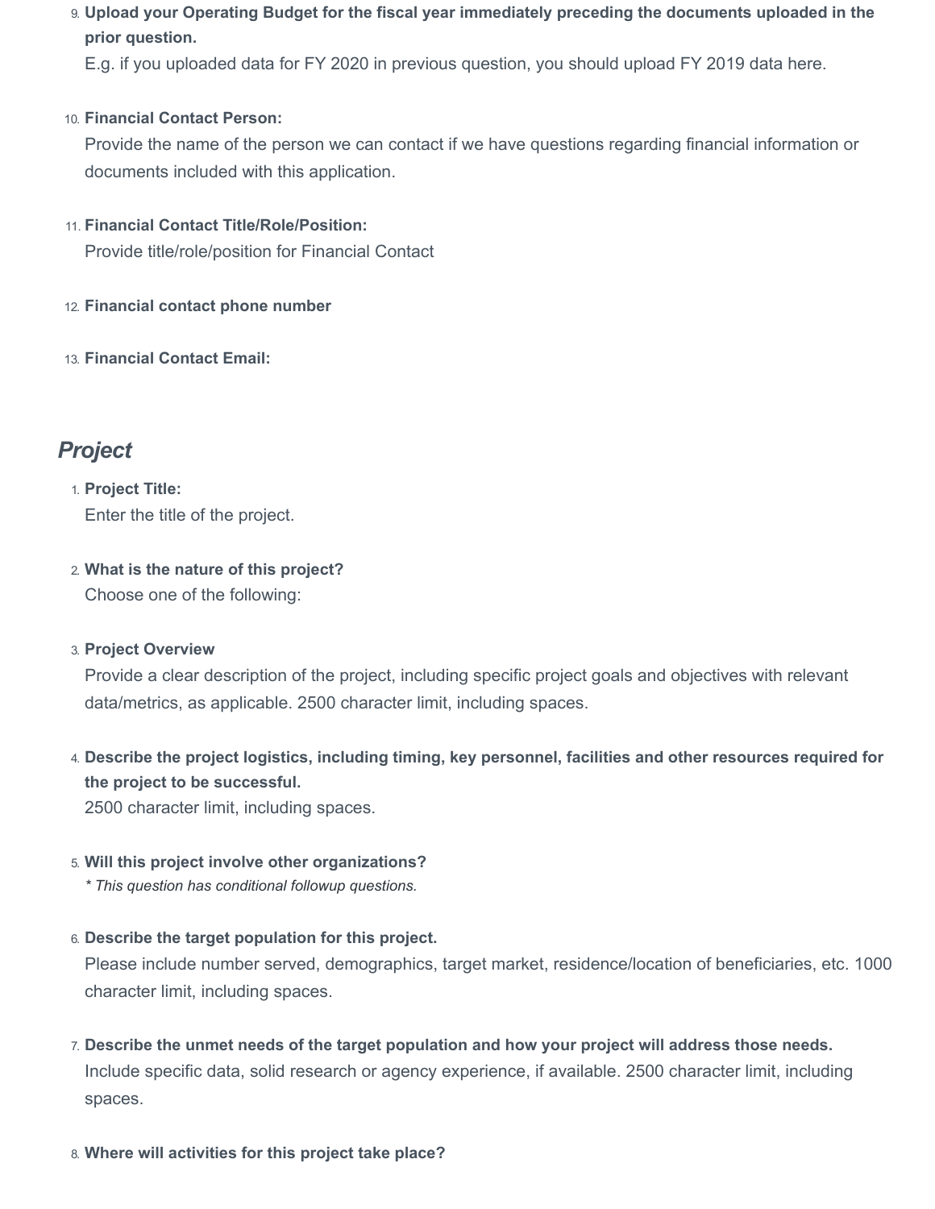9. **Upload your Operating Budget for the fiscal year immediately preceding the documents uploaded in the prior question.**
   E.g. if you uploaded data for FY 2020 in previous question, you should upload FY 2019 data here.

10. **Financial Contact Person:**
    Provide the name of the person we can contact if we have questions regarding financial information or documents included with this application.

11. **Financial Contact Title/Role/Position:**
    Provide title/role/position for Financial Contact

12. **Financial contact phone number**

13. **Financial Contact Email:**

## *Project*

1. **Project Title:**
   Enter the title of the project.

2. **What is the nature of this project?**
   Choose one of the following:

3. **Project Overview**
   Provide a clear description of the project, including specific project goals and objectives with relevant data/metrics, as applicable. 2500 character limit, including spaces.

4. **Describe the project logistics, including timing, key personnel, facilities and other resources required for the project to be successful.**
   2500 character limit, including spaces.

5. **Will this project involve other organizations?**
   *\* This question has conditional followup questions.*

6. **Describe the target population for this project.**
   Please include number served, demographics, target market, residence/location of beneficiaries, etc. 1000 character limit, including spaces.

7. **Describe the unmet needs of the target population and how your project will address those needs.**
   Include specific data, solid research or agency experience, if available. 2500 character limit, including spaces.

8. **Where will activities for this project take place?**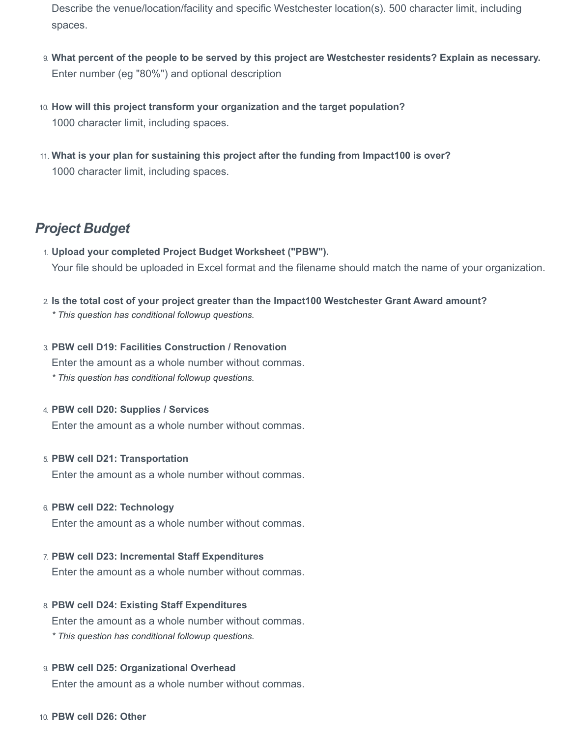Describe the venue/location/facility and specific Westchester location(s). 500 character limit, including spaces.

9. **What percent of the people to be served by this project are Westchester residents? Explain as necessary.**
   Enter number (eg "80%") and optional description

10. **How will this project transform your organization and the target population?**
    1000 character limit, including spaces.

11. **What is your plan for sustaining this project after the funding from Impact100 is over?**
    1000 character limit, including spaces.

## *Project Budget*

1. **Upload your completed Project Budget Worksheet ("PBW").**
   Your file should be uploaded in Excel format and the filename should match the name of your organization.

2. **Is the total cost of your project greater than the Impact100 Westchester Grant Award amount?**
   *\* This question has conditional followup questions.*

3. **PBW cell D19: Facilities Construction / Renovation**
   Enter the amount as a whole number without commas.
   *\* This question has conditional followup questions.*

4. **PBW cell D20: Supplies / Services**
   Enter the amount as a whole number without commas.

5. **PBW cell D21: Transportation**
   Enter the amount as a whole number without commas.

6. **PBW cell D22: Technology**
   Enter the amount as a whole number without commas.

7. **PBW cell D23: Incremental Staff Expenditures**
   Enter the amount as a whole number without commas.

8. **PBW cell D24: Existing Staff Expenditures**
   Enter the amount as a whole number without commas.
   *\* This question has conditional followup questions.*

9. **PBW cell D25: Organizational Overhead**
   Enter the amount as a whole number without commas.

10. **PBW cell D26: Other**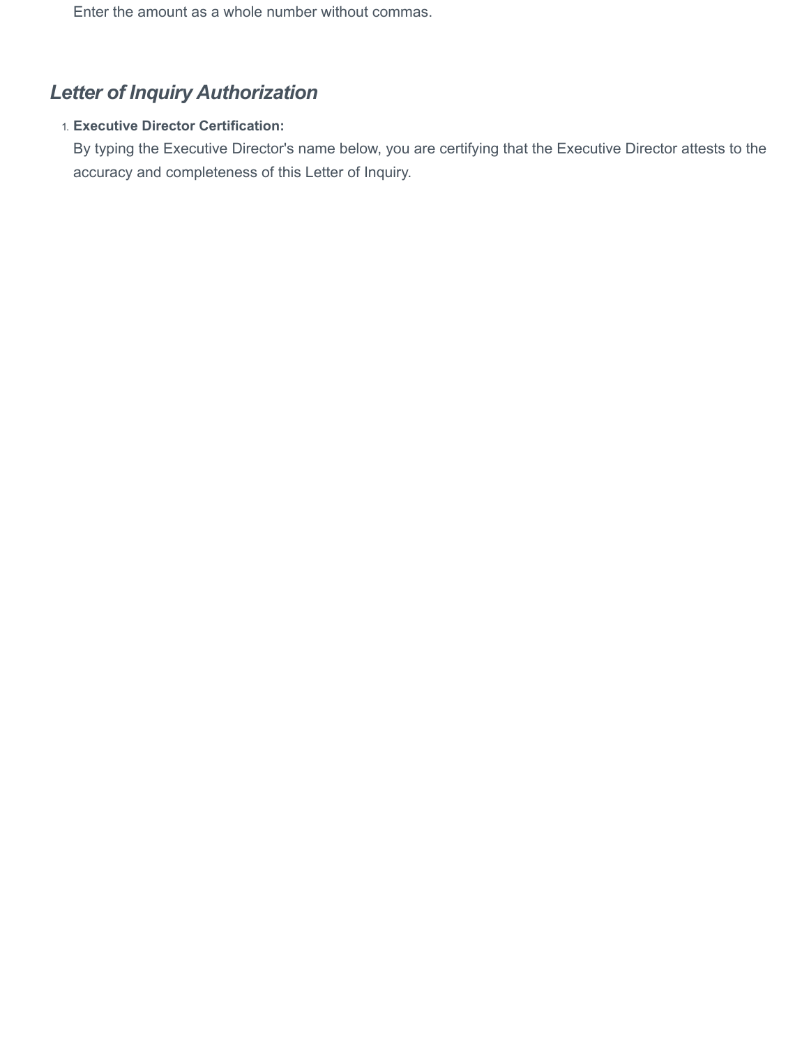Enter the amount as a whole number without commas.

## *Letter of Inquiry Authorization*

1. **Executive Director Certification:**
   By typing the Executive Director's name below, you are certifying that the Executive Director attests to the accuracy and completeness of this Letter of Inquiry.